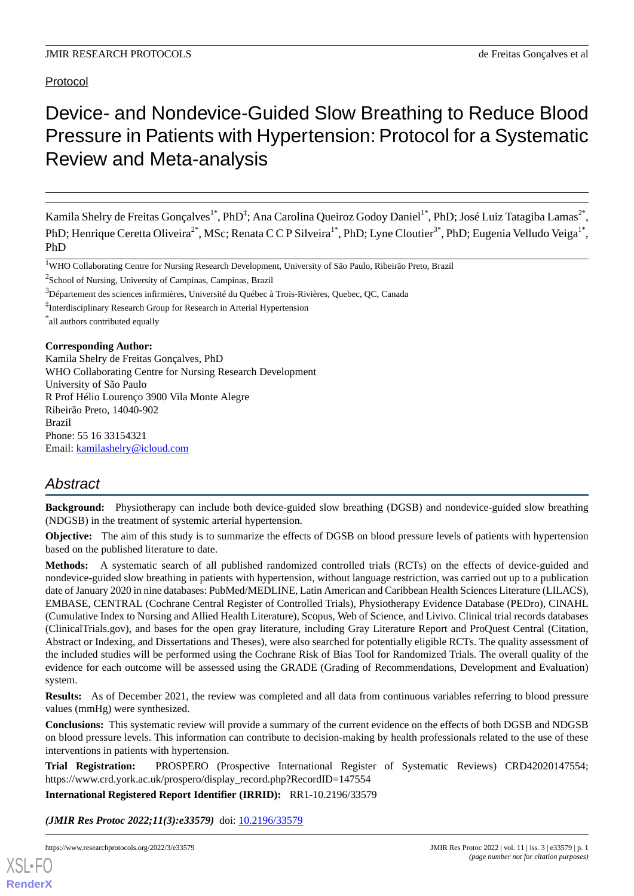Protocol

# Device- and Nondevice-Guided Slow Breathing to Reduce Blood Pressure in Patients with Hypertension: Protocol for a Systematic Review and Meta-analysis

Kamila Shelry de Freitas Gonçalves[1*], PhD[‡]; Ana Carolina Queiroz Godoy Daniel[1*], PhD; José Luiz Tatagiba Lamas[2*], PhD; Henrique Ceretta Oliveira[2*], MSc; Renata C C P Silveira[1*], PhD; Lyne Cloutier[3*], PhD; Eugenia Velludo Veiga[1*], PhD

[1]WHO Collaborating Centre for Nursing Research Development, University of São Paulo, Ribeirão Preto, Brazil

[2]School of Nursing, University of Campinas, Campinas, Brazil

[3]Département des sciences infirmières, Université du Québec à Trois-Rivières, Quebec, QC, Canada

[‡]Interdisciplinary Research Group for Research in Arterial Hypertension

[*]all authors contributed equally

**Corresponding Author:**
Kamila Shelry de Freitas Gonçalves, PhD
WHO Collaborating Centre for Nursing Research Development
University of São Paulo
R Prof Hélio Lourenço 3900 Vila Monte Alegre
Ribeirão Preto, 14040-902
Brazil
Phone: 55 16 33154321
Email: kamilashelry@icloud.com

## Abstract

**Background:** Physiotherapy can include both device-guided slow breathing (DGSB) and nondevice-guided slow breathing (NDGSB) in the treatment of systemic arterial hypertension.

**Objective:** The aim of this study is to summarize the effects of DGSB on blood pressure levels of patients with hypertension based on the published literature to date.

**Methods:** A systematic search of all published randomized controlled trials (RCTs) on the effects of device-guided and nondevice-guided slow breathing in patients with hypertension, without language restriction, was carried out up to a publication date of January 2020 in nine databases: PubMed/MEDLINE, Latin American and Caribbean Health Sciences Literature (LILACS), EMBASE, CENTRAL (Cochrane Central Register of Controlled Trials), Physiotherapy Evidence Database (PEDro), CINAHL (Cumulative Index to Nursing and Allied Health Literature), Scopus, Web of Science, and Livivo. Clinical trial records databases (ClinicalTrials.gov), and bases for the open gray literature, including Gray Literature Report and ProQuest Central (Citation, Abstract or Indexing, and Dissertations and Theses), were also searched for potentially eligible RCTs. The quality assessment of the included studies will be performed using the Cochrane Risk of Bias Tool for Randomized Trials. The overall quality of the evidence for each outcome will be assessed using the GRADE (Grading of Recommendations, Development and Evaluation) system.

**Results:** As of December 2021, the review was completed and all data from continuous variables referring to blood pressure values (mmHg) were synthesized.

**Conclusions:** This systematic review will provide a summary of the current evidence on the effects of both DGSB and NDGSB on blood pressure levels. This information can contribute to decision-making by health professionals related to the use of these interventions in patients with hypertension.

**Trial Registration:** PROSPERO (Prospective International Register of Systematic Reviews) CRD42020147554; https://www.crd.york.ac.uk/prospero/display_record.php?RecordID=147554

**International Registered Report Identifier (IRRID):** RR1-10.2196/33579

***(JMIR Res Protoc 2022;11(3):e33579)*** doi: 10.2196/33579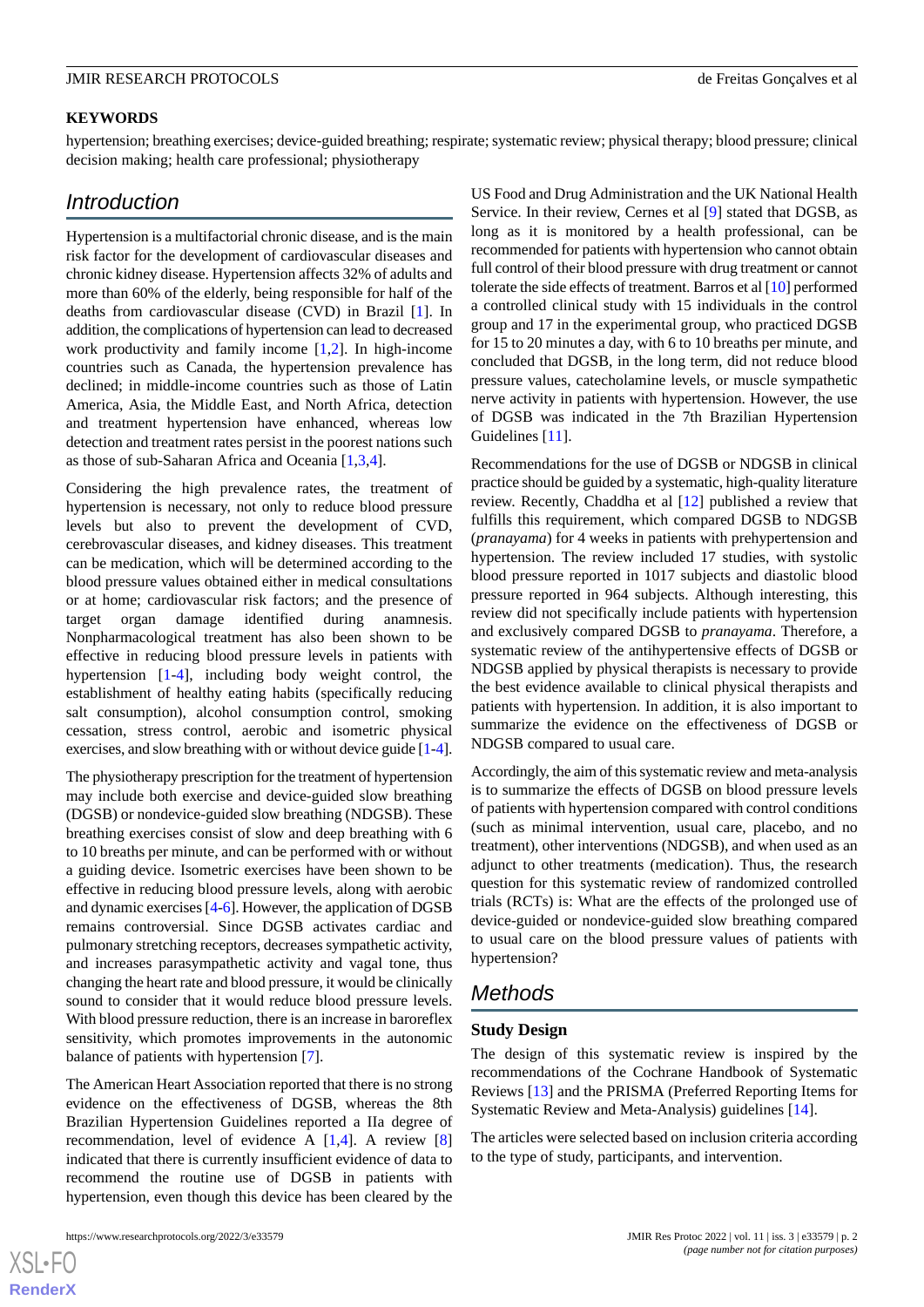**KEYWORDS**

hypertension; breathing exercises; device-guided breathing; respirate; systematic review; physical therapy; blood pressure; clinical decision making; health care professional; physiotherapy

## Introduction

Hypertension is a multifactorial chronic disease, and is the main risk factor for the development of cardiovascular diseases and chronic kidney disease. Hypertension affects 32% of adults and more than 60% of the elderly, being responsible for half of the deaths from cardiovascular disease (CVD) in Brazil [1]. In addition, the complications of hypertension can lead to decreased work productivity and family income [1,2]. In high-income countries such as Canada, the hypertension prevalence has declined; in middle-income countries such as those of Latin America, Asia, the Middle East, and North Africa, detection and treatment hypertension have enhanced, whereas low detection and treatment rates persist in the poorest nations such as those of sub-Saharan Africa and Oceania [1,3,4].

Considering the high prevalence rates, the treatment of hypertension is necessary, not only to reduce blood pressure levels but also to prevent the development of CVD, cerebrovascular diseases, and kidney diseases. This treatment can be medication, which will be determined according to the blood pressure values obtained either in medical consultations or at home; cardiovascular risk factors; and the presence of target organ damage identified during anamnesis. Nonpharmacological treatment has also been shown to be effective in reducing blood pressure levels in patients with hypertension [1-4], including body weight control, the establishment of healthy eating habits (specifically reducing salt consumption), alcohol consumption control, smoking cessation, stress control, aerobic and isometric physical exercises, and slow breathing with or without device guide [1-4].

The physiotherapy prescription for the treatment of hypertension may include both exercise and device-guided slow breathing (DGSB) or nondevice-guided slow breathing (NDGSB). These breathing exercises consist of slow and deep breathing with 6 to 10 breaths per minute, and can be performed with or without a guiding device. Isometric exercises have been shown to be effective in reducing blood pressure levels, along with aerobic and dynamic exercises [4-6]. However, the application of DGSB remains controversial. Since DGSB activates cardiac and pulmonary stretching receptors, decreases sympathetic activity, and increases parasympathetic activity and vagal tone, thus changing the heart rate and blood pressure, it would be clinically sound to consider that it would reduce blood pressure levels. With blood pressure reduction, there is an increase in baroreflex sensitivity, which promotes improvements in the autonomic balance of patients with hypertension [7].

The American Heart Association reported that there is no strong evidence on the effectiveness of DGSB, whereas the 8th Brazilian Hypertension Guidelines reported a IIa degree of recommendation, level of evidence A [1,4]. A review [8] indicated that there is currently insufficient evidence of data to recommend the routine use of DGSB in patients with hypertension, even though this device has been cleared by the US Food and Drug Administration and the UK National Health Service. In their review, Cernes et al [9] stated that DGSB, as long as it is monitored by a health professional, can be recommended for patients with hypertension who cannot obtain full control of their blood pressure with drug treatment or cannot tolerate the side effects of treatment. Barros et al [10] performed a controlled clinical study with 15 individuals in the control group and 17 in the experimental group, who practiced DGSB for 15 to 20 minutes a day, with 6 to 10 breaths per minute, and concluded that DGSB, in the long term, did not reduce blood pressure values, catecholamine levels, or muscle sympathetic nerve activity in patients with hypertension. However, the use of DGSB was indicated in the 7th Brazilian Hypertension Guidelines [11].

Recommendations for the use of DGSB or NDGSB in clinical practice should be guided by a systematic, high-quality literature review. Recently, Chaddha et al [12] published a review that fulfills this requirement, which compared DGSB to NDGSB (*pranayama*) for 4 weeks in patients with prehypertension and hypertension. The review included 17 studies, with systolic blood pressure reported in 1017 subjects and diastolic blood pressure reported in 964 subjects. Although interesting, this review did not specifically include patients with hypertension and exclusively compared DGSB to *pranayama*. Therefore, a systematic review of the antihypertensive effects of DGSB or NDGSB applied by physical therapists is necessary to provide the best evidence available to clinical physical therapists and patients with hypertension. In addition, it is also important to summarize the evidence on the effectiveness of DGSB or NDGSB compared to usual care.

Accordingly, the aim of this systematic review and meta-analysis is to summarize the effects of DGSB on blood pressure levels of patients with hypertension compared with control conditions (such as minimal intervention, usual care, placebo, and no treatment), other interventions (NDGSB), and when used as an adjunct to other treatments (medication). Thus, the research question for this systematic review of randomized controlled trials (RCTs) is: What are the effects of the prolonged use of device-guided or nondevice-guided slow breathing compared to usual care on the blood pressure values of patients with hypertension?

## Methods

### Study Design

The design of this systematic review is inspired by the recommendations of the Cochrane Handbook of Systematic Reviews [13] and the PRISMA (Preferred Reporting Items for Systematic Review and Meta-Analysis) guidelines [14].

The articles were selected based on inclusion criteria according to the type of study, participants, and intervention.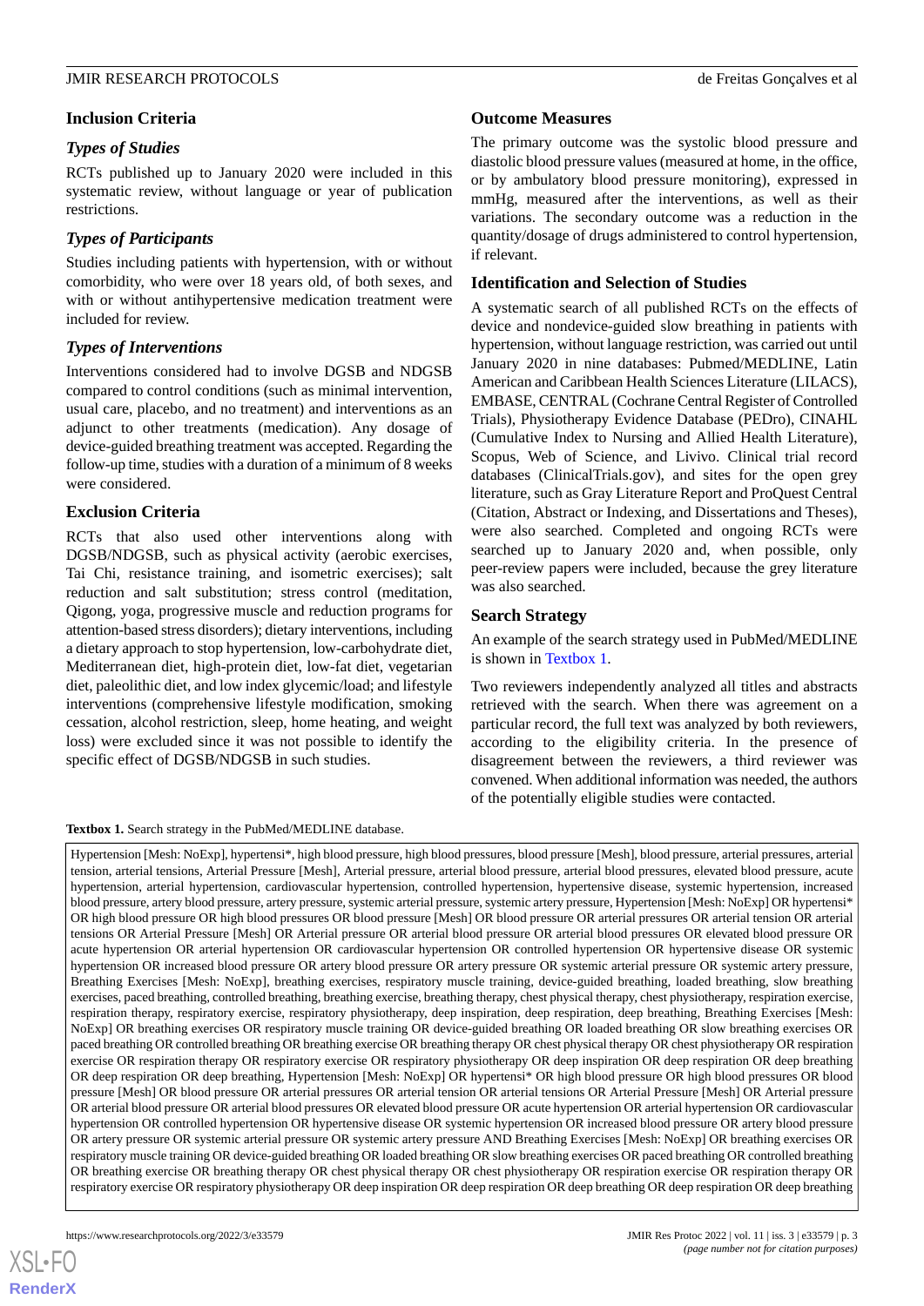## Inclusion Criteria

### Types of Studies

RCTs published up to January 2020 were included in this systematic review, without language or year of publication restrictions.

### Types of Participants

Studies including patients with hypertension, with or without comorbidity, who were over 18 years old, of both sexes, and with or without antihypertensive medication treatment were included for review.

### Types of Interventions

Interventions considered had to involve DGSB and NDGSB compared to control conditions (such as minimal intervention, usual care, placebo, and no treatment) and interventions as an adjunct to other treatments (medication). Any dosage of device-guided breathing treatment was accepted. Regarding the follow-up time, studies with a duration of a minimum of 8 weeks were considered.

## Exclusion Criteria

RCTs that also used other interventions along with DGSB/NDGSB, such as physical activity (aerobic exercises, Tai Chi, resistance training, and isometric exercises); salt reduction and salt substitution; stress control (meditation, Qigong, yoga, progressive muscle and reduction programs for attention-based stress disorders); dietary interventions, including a dietary approach to stop hypertension, low-carbohydrate diet, Mediterranean diet, high-protein diet, low-fat diet, vegetarian diet, paleolithic diet, and low index glycemic/load; and lifestyle interventions (comprehensive lifestyle modification, smoking cessation, alcohol restriction, sleep, home heating, and weight loss) were excluded since it was not possible to identify the specific effect of DGSB/NDGSB in such studies.

## Outcome Measures

The primary outcome was the systolic blood pressure and diastolic blood pressure values (measured at home, in the office, or by ambulatory blood pressure monitoring), expressed in mmHg, measured after the interventions, as well as their variations. The secondary outcome was a reduction in the quantity/dosage of drugs administered to control hypertension, if relevant.

## Identification and Selection of Studies

A systematic search of all published RCTs on the effects of device and nondevice-guided slow breathing in patients with hypertension, without language restriction, was carried out until January 2020 in nine databases: Pubmed/MEDLINE, Latin American and Caribbean Health Sciences Literature (LILACS), EMBASE, CENTRAL (Cochrane Central Register of Controlled Trials), Physiotherapy Evidence Database (PEDro), CINAHL (Cumulative Index to Nursing and Allied Health Literature), Scopus, Web of Science, and Livivo. Clinical trial record databases (ClinicalTrials.gov), and sites for the open grey literature, such as Gray Literature Report and ProQuest Central (Citation, Abstract or Indexing, and Dissertations and Theses), were also searched. Completed and ongoing RCTs were searched up to January 2020 and, when possible, only peer-review papers were included, because the grey literature was also searched.

## Search Strategy

An example of the search strategy used in PubMed/MEDLINE is shown in Textbox 1.

Two reviewers independently analyzed all titles and abstracts retrieved with the search. When there was agreement on a particular record, the full text was analyzed by both reviewers, according to the eligibility criteria. In the presence of disagreement between the reviewers, a third reviewer was convened. When additional information was needed, the authors of the potentially eligible studies were contacted.

**Textbox 1.** Search strategy in the PubMed/MEDLINE database.

Hypertension [Mesh: NoExp], hypertensi*, high blood pressure, high blood pressures, blood pressure [Mesh], blood pressure, arterial pressures, arterial tension, arterial tensions, Arterial Pressure [Mesh], Arterial pressure, arterial blood pressure, arterial blood pressures, elevated blood pressure, acute hypertension, arterial hypertension, cardiovascular hypertension, controlled hypertension, hypertensive disease, systemic hypertension, increased blood pressure, artery blood pressure, artery pressure, systemic arterial pressure, systemic artery pressure, Hypertension [Mesh: NoExp] OR hypertensi* OR high blood pressure OR high blood pressures OR blood pressure [Mesh] OR blood pressure OR arterial pressures OR arterial tension OR arterial tensions OR Arterial Pressure [Mesh] OR Arterial pressure OR arterial blood pressure OR arterial blood pressures OR elevated blood pressure OR acute hypertension OR arterial hypertension OR cardiovascular hypertension OR controlled hypertension OR hypertensive disease OR systemic hypertension OR increased blood pressure OR artery blood pressure OR artery pressure OR systemic arterial pressure OR systemic artery pressure, Breathing Exercises [Mesh: NoExp], breathing exercises, respiratory muscle training, device-guided breathing, loaded breathing, slow breathing exercises, paced breathing, controlled breathing, breathing exercise, breathing therapy, chest physical therapy, chest physiotherapy, respiration exercise, respiration therapy, respiratory exercise, respiratory physiotherapy, deep inspiration, deep respiration, deep breathing, Breathing Exercises [Mesh: NoExp] OR breathing exercises OR respiratory muscle training OR device-guided breathing OR loaded breathing OR slow breathing exercises OR paced breathing OR controlled breathing OR breathing exercise OR breathing therapy OR chest physical therapy OR chest physiotherapy OR respiration exercise OR respiration therapy OR respiratory exercise OR respiratory physiotherapy OR deep inspiration OR deep respiration OR deep breathing OR deep respiration OR deep breathing, Hypertension [Mesh: NoExp] OR hypertensi* OR high blood pressure OR high blood pressures OR blood pressure [Mesh] OR blood pressure OR arterial pressures OR arterial tension OR arterial tensions OR Arterial Pressure [Mesh] OR Arterial pressure OR arterial blood pressure OR arterial blood pressures OR elevated blood pressure OR acute hypertension OR arterial hypertension OR cardiovascular hypertension OR controlled hypertension OR hypertensive disease OR systemic hypertension OR increased blood pressure OR artery blood pressure OR artery pressure OR systemic arterial pressure OR systemic artery pressure AND Breathing Exercises [Mesh: NoExp] OR breathing exercises OR respiratory muscle training OR device-guided breathing OR loaded breathing OR slow breathing exercises OR paced breathing OR controlled breathing OR breathing exercise OR breathing therapy OR chest physical therapy OR chest physiotherapy OR respiration exercise OR respiration therapy OR respiratory exercise OR respiratory physiotherapy OR deep inspiration OR deep respiration OR deep breathing OR deep respiration OR deep breathing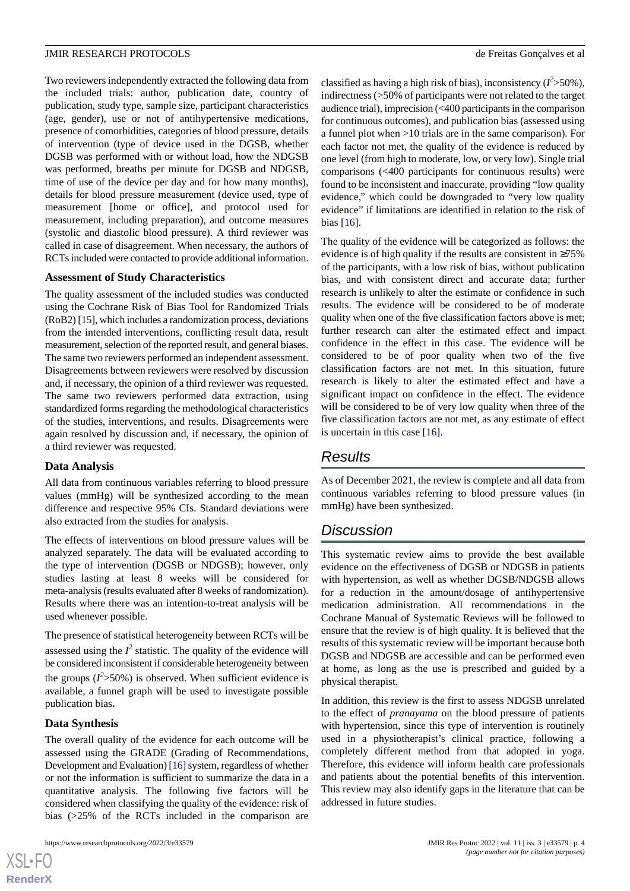Two reviewers independently extracted the following data from the included trials: author, publication date, country of publication, study type, sample size, participant characteristics (age, gender), use or not of antihypertensive medications, presence of comorbidities, categories of blood pressure, details of intervention (type of device used in the DGSB, whether DGSB was performed with or without load, how the NDGSB was performed, breaths per minute for DGSB and NDGSB, time of use of the device per day and for how many months), details for blood pressure measurement (device used, type of measurement [home or office], and protocol used for measurement, including preparation), and outcome measures (systolic and diastolic blood pressure). A third reviewer was called in case of disagreement. When necessary, the authors of RCTs included were contacted to provide additional information.

### Assessment of Study Characteristics

The quality assessment of the included studies was conducted using the Cochrane Risk of Bias Tool for Randomized Trials (RoB2) [15], which includes a randomization process, deviations from the intended interventions, conflicting result data, result measurement, selection of the reported result, and general biases. The same two reviewers performed an independent assessment. Disagreements between reviewers were resolved by discussion and, if necessary, the opinion of a third reviewer was requested. The same two reviewers performed data extraction, using standardized forms regarding the methodological characteristics of the studies, interventions, and results. Disagreements were again resolved by discussion and, if necessary, the opinion of a third reviewer was requested.

### Data Analysis

All data from continuous variables referring to blood pressure values (mmHg) will be synthesized according to the mean difference and respective 95% CIs. Standard deviations were also extracted from the studies for analysis.

The effects of interventions on blood pressure values will be analyzed separately. The data will be evaluated according to the type of intervention (DGSB or NDGSB); however, only studies lasting at least 8 weeks will be considered for meta-analysis (results evaluated after 8 weeks of randomization). Results where there was an intention-to-treat analysis will be used whenever possible.

The presence of statistical heterogeneity between RCTs will be assessed using the $I^2$ statistic. The quality of the evidence will be considered inconsistent if considerable heterogeneity between the groups ($I^2$>50%) is observed. When sufficient evidence is available, a funnel graph will be used to investigate possible publication bias**.**

### Data Synthesis

The overall quality of the evidence for each outcome will be assessed using the GRADE (Grading of Recommendations, Development and Evaluation) [16] system, regardless of whether or not the information is sufficient to summarize the data in a quantitative analysis. The following five factors will be considered when classifying the quality of the evidence: risk of bias (>25% of the RCTs included in the comparison are classified as having a high risk of bias), inconsistency ($I^2$>50%), indirectness (>50% of participants were not related to the target audience trial), imprecision (<400 participants in the comparison for continuous outcomes), and publication bias (assessed using a funnel plot when >10 trials are in the same comparison). For each factor not met, the quality of the evidence is reduced by one level (from high to moderate, low, or very low). Single trial comparisons (<400 participants for continuous results) were found to be inconsistent and inaccurate, providing "low quality evidence," which could be downgraded to "very low quality evidence" if limitations are identified in relation to the risk of bias [16].

The quality of the evidence will be categorized as follows: the evidence is of high quality if the results are consistent in ≥75% of the participants, with a low risk of bias, without publication bias, and with consistent direct and accurate data; further research is unlikely to alter the estimate or confidence in such results. The evidence will be considered to be of moderate quality when one of the five classification factors above is met; further research can alter the estimated effect and impact confidence in the effect in this case. The evidence will be considered to be of poor quality when two of the five classification factors are not met. In this situation, future research is likely to alter the estimated effect and have a significant impact on confidence in the effect. The evidence will be considered to be of very low quality when three of the five classification factors are not met, as any estimate of effect is uncertain in this case [16].

## Results

As of December 2021, the review is complete and all data from continuous variables referring to blood pressure values (in mmHg) have been synthesized.

## Discussion

This systematic review aims to provide the best available evidence on the effectiveness of DGSB or NDGSB in patients with hypertension, as well as whether DGSB/NDGSB allows for a reduction in the amount/dosage of antihypertensive medication administration. All recommendations in the Cochrane Manual of Systematic Reviews will be followed to ensure that the review is of high quality. It is believed that the results of this systematic review will be important because both DGSB and NDGSB are accessible and can be performed even at home, as long as the use is prescribed and guided by a physical therapist.

In addition, this review is the first to assess NDGSB unrelated to the effect of *pranayama* on the blood pressure of patients with hypertension, since this type of intervention is routinely used in a physiotherapist's clinical practice, following a completely different method from that adopted in yoga. Therefore, this evidence will inform health care professionals and patients about the potential benefits of this intervention. This review may also identify gaps in the literature that can be addressed in future studies.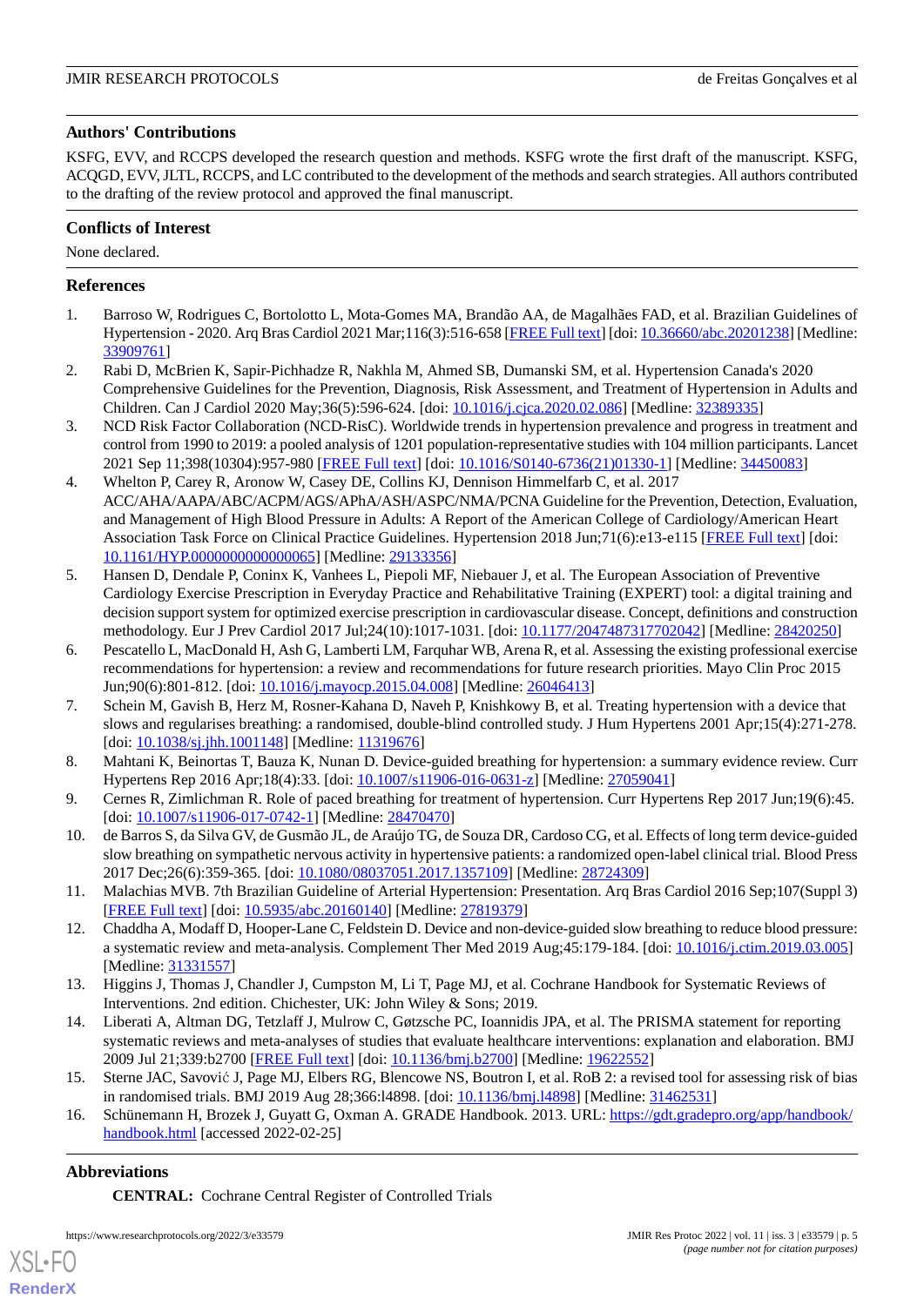## Authors' Contributions

KSFG, EVV, and RCCPS developed the research question and methods. KSFG wrote the first draft of the manuscript. KSFG, ACQGD, EVV, JLTL, RCCPS, and LC contributed to the development of the methods and search strategies. All authors contributed to the drafting of the review protocol and approved the final manuscript.

## Conflicts of Interest

None declared.

## References

1. Barroso W, Rodrigues C, Bortolotto L, Mota-Gomes MA, Brandão AA, de Magalhães FAD, et al. Brazilian Guidelines of Hypertension - 2020. Arq Bras Cardiol 2021 Mar;116(3):516-658 [FREE Full text] [doi: 10.36660/abc.20201238] [Medline: 33909761]
2. Rabi D, McBrien K, Sapir-Pichhadze R, Nakhla M, Ahmed SB, Dumanski SM, et al. Hypertension Canada's 2020 Comprehensive Guidelines for the Prevention, Diagnosis, Risk Assessment, and Treatment of Hypertension in Adults and Children. Can J Cardiol 2020 May;36(5):596-624. [doi: 10.1016/j.cjca.2020.02.086] [Medline: 32389335]
3. NCD Risk Factor Collaboration (NCD-RisC). Worldwide trends in hypertension prevalence and progress in treatment and control from 1990 to 2019: a pooled analysis of 1201 population-representative studies with 104 million participants. Lancet 2021 Sep 11;398(10304):957-980 [FREE Full text] [doi: 10.1016/S0140-6736(21)01330-1] [Medline: 34450083]
4. Whelton P, Carey R, Aronow W, Casey DE, Collins KJ, Dennison Himmelfarb C, et al. 2017 ACC/AHA/AAPA/ABC/ACPM/AGS/APhA/ASH/ASPC/NMA/PCNA Guideline for the Prevention, Detection, Evaluation, and Management of High Blood Pressure in Adults: A Report of the American College of Cardiology/American Heart Association Task Force on Clinical Practice Guidelines. Hypertension 2018 Jun;71(6):e13-e115 [FREE Full text] [doi: 10.1161/HYP.0000000000000065] [Medline: 29133356]
5. Hansen D, Dendale P, Coninx K, Vanhees L, Piepoli MF, Niebauer J, et al. The European Association of Preventive Cardiology Exercise Prescription in Everyday Practice and Rehabilitative Training (EXPERT) tool: a digital training and decision support system for optimized exercise prescription in cardiovascular disease. Concept, definitions and construction methodology. Eur J Prev Cardiol 2017 Jul;24(10):1017-1031. [doi: 10.1177/2047487317702042] [Medline: 28420250]
6. Pescatello L, MacDonald H, Ash G, Lamberti LM, Farquhar WB, Arena R, et al. Assessing the existing professional exercise recommendations for hypertension: a review and recommendations for future research priorities. Mayo Clin Proc 2015 Jun;90(6):801-812. [doi: 10.1016/j.mayocp.2015.04.008] [Medline: 26046413]
7. Schein M, Gavish B, Herz M, Rosner-Kahana D, Naveh P, Knishkowy B, et al. Treating hypertension with a device that slows and regularises breathing: a randomised, double-blind controlled study. J Hum Hypertens 2001 Apr;15(4):271-278. [doi: 10.1038/sj.jhh.1001148] [Medline: 11319676]
8. Mahtani K, Beinortas T, Bauza K, Nunan D. Device-guided breathing for hypertension: a summary evidence review. Curr Hypertens Rep 2016 Apr;18(4):33. [doi: 10.1007/s11906-016-0631-z] [Medline: 27059041]
9. Cernes R, Zimlichman R. Role of paced breathing for treatment of hypertension. Curr Hypertens Rep 2017 Jun;19(6):45. [doi: 10.1007/s11906-017-0742-1] [Medline: 28470470]
10. de Barros S, da Silva GV, de Gusmão JL, de Araújo TG, de Souza DR, Cardoso CG, et al. Effects of long term device-guided slow breathing on sympathetic nervous activity in hypertensive patients: a randomized open-label clinical trial. Blood Press 2017 Dec;26(6):359-365. [doi: 10.1080/08037051.2017.1357109] [Medline: 28724309]
11. Malachias MVB. 7th Brazilian Guideline of Arterial Hypertension: Presentation. Arq Bras Cardiol 2016 Sep;107(Suppl 3) [FREE Full text] [doi: 10.5935/abc.20160140] [Medline: 27819379]
12. Chaddha A, Modaff D, Hooper-Lane C, Feldstein D. Device and non-device-guided slow breathing to reduce blood pressure: a systematic review and meta-analysis. Complement Ther Med 2019 Aug;45:179-184. [doi: 10.1016/j.ctim.2019.03.005] [Medline: 31331557]
13. Higgins J, Thomas J, Chandler J, Cumpston M, Li T, Page MJ, et al. Cochrane Handbook for Systematic Reviews of Interventions. 2nd edition. Chichester, UK: John Wiley & Sons; 2019.
14. Liberati A, Altman DG, Tetzlaff J, Mulrow C, Gøtzsche PC, Ioannidis JPA, et al. The PRISMA statement for reporting systematic reviews and meta-analyses of studies that evaluate healthcare interventions: explanation and elaboration. BMJ 2009 Jul 21;339:b2700 [FREE Full text] [doi: 10.1136/bmj.b2700] [Medline: 19622552]
15. Sterne JAC, Savović J, Page MJ, Elbers RG, Blencowe NS, Boutron I, et al. RoB 2: a revised tool for assessing risk of bias in randomised trials. BMJ 2019 Aug 28;366:l4898. [doi: 10.1136/bmj.l4898] [Medline: 31462531]
16. Schünemann H, Brozek J, Guyatt G, Oxman A. GRADE Handbook. 2013. URL: https://gdt.gradepro.org/app/handbook/handbook.html [accessed 2022-02-25]

## Abbreviations

**CENTRAL:** Cochrane Central Register of Controlled Trials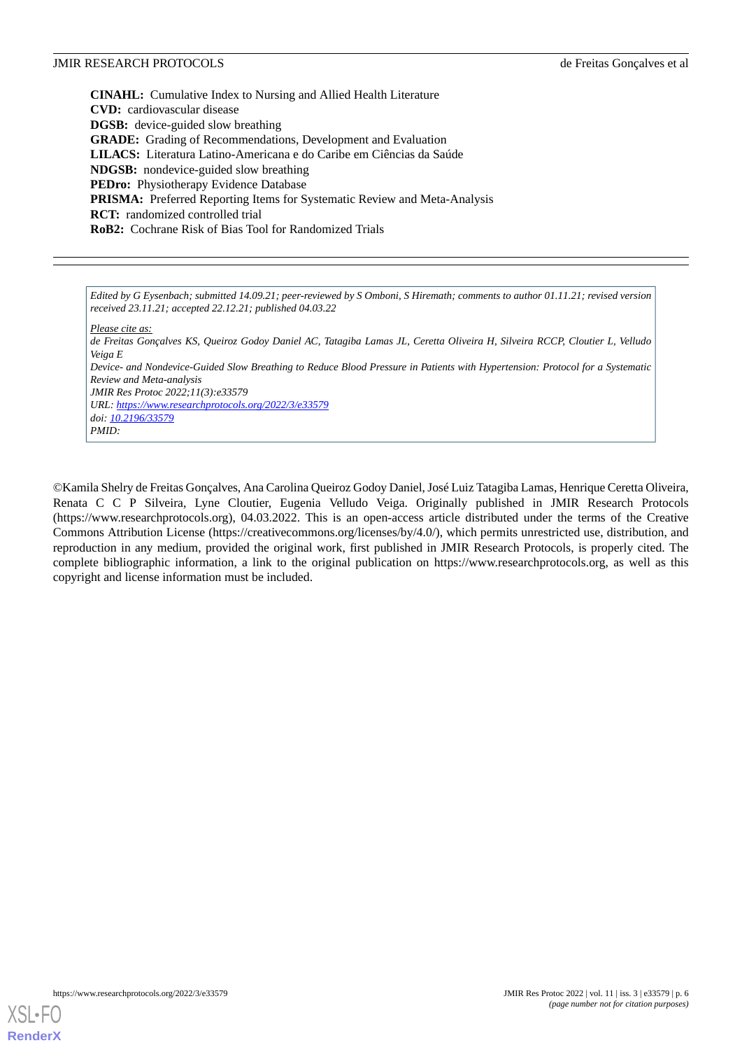**CINAHL:** Cumulative Index to Nursing and Allied Health Literature
**CVD:** cardiovascular disease
**DGSB:** device-guided slow breathing
**GRADE:** Grading of Recommendations, Development and Evaluation
**LILACS:** Literatura Latino-Americana e do Caribe em Ciências da Saúde
**NDGSB:** nondevice-guided slow breathing
**PEDro:** Physiotherapy Evidence Database
**PRISMA:** Preferred Reporting Items for Systematic Review and Meta-Analysis
**RCT:** randomized controlled trial
**RoB2:** Cochrane Risk of Bias Tool for Randomized Trials

---

*Edited by G Eysenbach; submitted 14.09.21; peer-reviewed by S Omboni, S Hiremath; comments to author 01.11.21; revised version received 23.11.21; accepted 22.12.21; published 04.03.22*

*Please cite as:*
*de Freitas Gonçalves KS, Queiroz Godoy Daniel AC, Tatagiba Lamas JL, Ceretta Oliveira H, Silveira RCCP, Cloutier L, Velludo Veiga E*
*Device- and Nondevice-Guided Slow Breathing to Reduce Blood Pressure in Patients with Hypertension: Protocol for a Systematic Review and Meta-analysis*
*JMIR Res Protoc 2022;11(3):e33579*
*URL: https://www.researchprotocols.org/2022/3/e33579*
*doi: 10.2196/33579*
*PMID:*

©Kamila Shelry de Freitas Gonçalves, Ana Carolina Queiroz Godoy Daniel, José Luiz Tatagiba Lamas, Henrique Ceretta Oliveira, Renata C C P Silveira, Lyne Cloutier, Eugenia Velludo Veiga. Originally published in JMIR Research Protocols (https://www.researchprotocols.org), 04.03.2022. This is an open-access article distributed under the terms of the Creative Commons Attribution License (https://creativecommons.org/licenses/by/4.0/), which permits unrestricted use, distribution, and reproduction in any medium, provided the original work, first published in JMIR Research Protocols, is properly cited. The complete bibliographic information, a link to the original publication on https://www.researchprotocols.org, as well as this copyright and license information must be included.